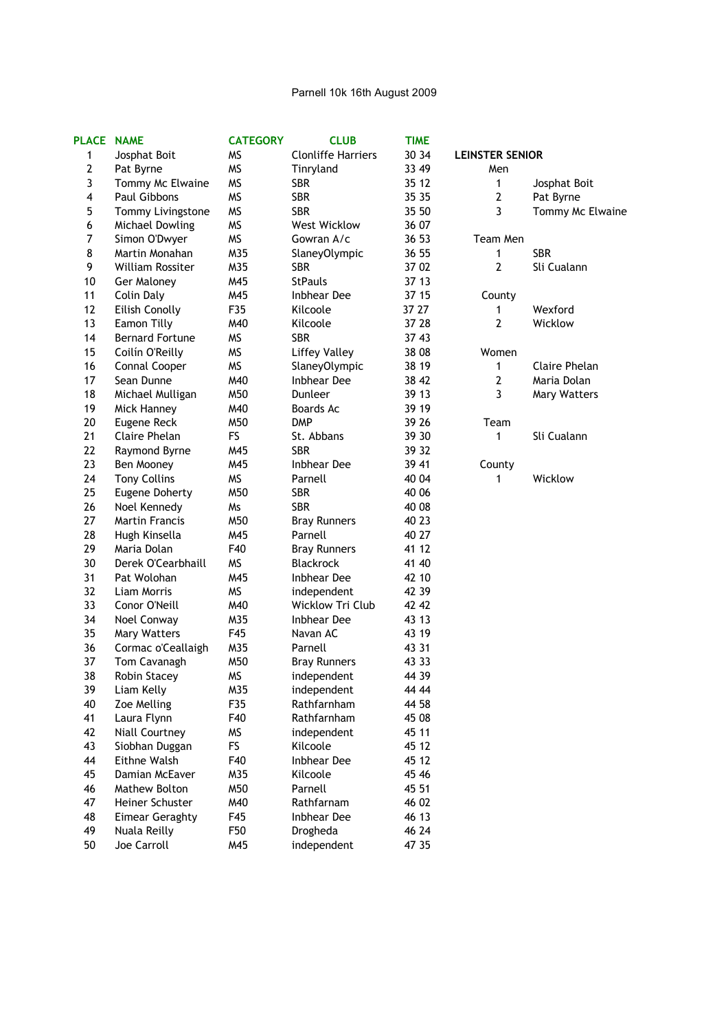Parnell 10k 16th August 2009

| PLACE | NAME | CATEGORY | CLUB | TIME |
|---|---|---|---|---|
| 1 | Josphat Boit | MS | Clonliffe Harriers | 30 34 |
| 2 | Pat Byrne | MS | Tinryland | 33 49 |
| 3 | Tommy Mc Elwaine | MS | SBR | 35 12 |
| 4 | Paul Gibbons | MS | SBR | 35 35 |
| 5 | Tommy Livingstone | MS | SBR | 35 50 |
| 6 | Michael Dowling | MS | West Wicklow | 36 07 |
| 7 | Simon O'Dwyer | MS | Gowran A/c | 36 53 |
| 8 | Martin Monahan | M35 | SlaneyOlympic | 36 55 |
| 9 | William Rossiter | M35 | SBR | 37 02 |
| 10 | Ger Maloney | M45 | StPauls | 37 13 |
| 11 | Colin Daly | M45 | Inbhear Dee | 37 15 |
| 12 | Eilish Conolly | F35 | Kilcoole | 37 27 |
| 13 | Eamon Tilly | M40 | Kilcoole | 37 28 |
| 14 | Bernard Fortune | MS | SBR | 37 43 |
| 15 | Coilín O'Reilly | MS | Liffey Valley | 38 08 |
| 16 | Connal Cooper | MS | SlaneyOlympic | 38 19 |
| 17 | Sean Dunne | M40 | Inbhear Dee | 38 42 |
| 18 | Michael Mulligan | M50 | Dunleer | 39 13 |
| 19 | Mick Hanney | M40 | Boards Ac | 39 19 |
| 20 | Eugene Reck | M50 | DMP | 39 26 |
| 21 | Claire Phelan | FS | St. Abbans | 39 30 |
| 22 | Raymond Byrne | M45 | SBR | 39 32 |
| 23 | Ben Mooney | M45 | Inbhear Dee | 39 41 |
| 24 | Tony Collins | MS | Parnell | 40 04 |
| 25 | Eugene Doherty | M50 | SBR | 40 06 |
| 26 | Noel Kennedy | Ms | SBR | 40 08 |
| 27 | Martin Francis | M50 | Bray Runners | 40 23 |
| 28 | Hugh Kinsella | M45 | Parnell | 40 27 |
| 29 | Maria Dolan | F40 | Bray Runners | 41 12 |
| 30 | Derek O'Cearbhaill | MS | Blackrock | 41 40 |
| 31 | Pat Wolohan | M45 | Inbhear Dee | 42 10 |
| 32 | Liam Morris | MS | independent | 42 39 |
| 33 | Conor O'Neill | M40 | Wicklow Tri Club | 42 42 |
| 34 | Noel Conway | M35 | Inbhear Dee | 43 13 |
| 35 | Mary Watters | F45 | Navan AC | 43 19 |
| 36 | Cormac o'Ceallaigh | M35 | Parnell | 43 31 |
| 37 | Tom Cavanagh | M50 | Bray Runners | 43 33 |
| 38 | Robin Stacey | MS | independent | 44 39 |
| 39 | Liam Kelly | M35 | independent | 44 44 |
| 40 | Zoe Melling | F35 | Rathfarnham | 44 58 |
| 41 | Laura Flynn | F40 | Rathfarnham | 45 08 |
| 42 | Niall Courtney | MS | independent | 45 11 |
| 43 | Siobhan Duggan | FS | Kilcoole | 45 12 |
| 44 | Eithne Walsh | F40 | Inbhear Dee | 45 12 |
| 45 | Damian McEaver | M35 | Kilcoole | 45 46 |
| 46 | Mathew Bolton | M50 | Parnell | 45 51 |
| 47 | Heiner Schuster | M40 | Rathfarnam | 46 02 |
| 48 | Eimear Geraghty | F45 | Inbhear Dee | 46 13 |
| 49 | Nuala Reilly | F50 | Drogheda | 46 24 |
| 50 | Joe Carroll | M45 | independent | 47 35 |

**LEINSTER SENIOR**

| Men | |
|---|---|
| 1 | Josphat Boit |
| 2 | Pat Byrne |
| 3 | Tommy Mc Elwaine |
| **Team Men** | |
| 1 | SBR |
| 2 | Sli Cualann |
| **County** | |
| 1 | Wexford |
| 2 | Wicklow |
| **Women** | |
| 1 | Claire Phelan |
| 2 | Maria Dolan |
| 3 | Mary Watters |
| **Team** | |
| 1 | Sli Cualann |
| **County** | |
| 1 | Wicklow |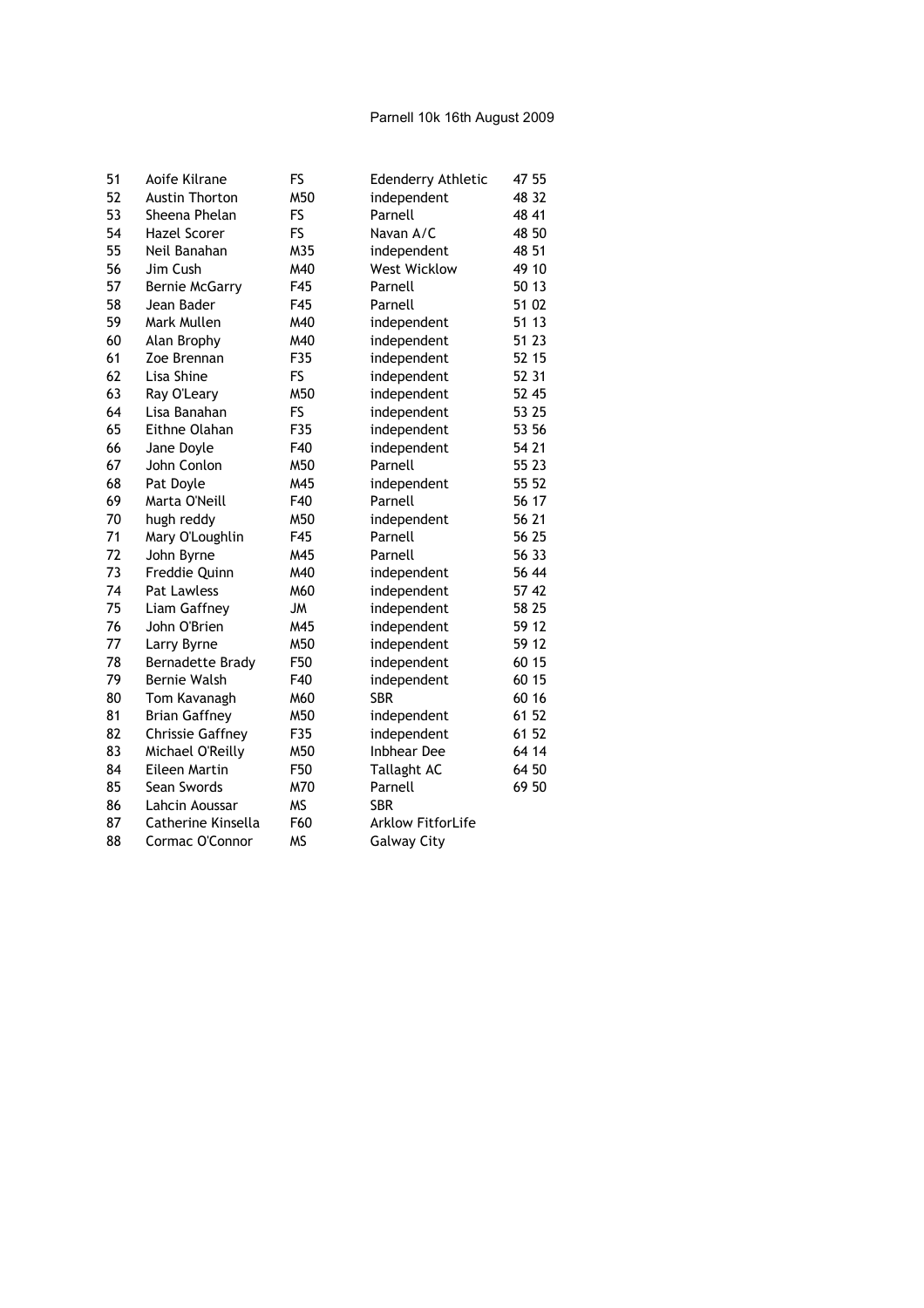Parnell 10k 16th August 2009

| | | | | |
|---|---|---|---|---|
| 51 | Aoife Kilrane | FS | Edenderry Athletic | 47 55 |
| 52 | Austin Thorton | M50 | independent | 48 32 |
| 53 | Sheena Phelan | FS | Parnell | 48 41 |
| 54 | Hazel Scorer | FS | Navan A/C | 48 50 |
| 55 | Neil Banahan | M35 | independent | 48 51 |
| 56 | Jim Cush | M40 | West Wicklow | 49 10 |
| 57 | Bernie McGarry | F45 | Parnell | 50 13 |
| 58 | Jean Bader | F45 | Parnell | 51 02 |
| 59 | Mark Mullen | M40 | independent | 51 13 |
| 60 | Alan Brophy | M40 | independent | 51 23 |
| 61 | Zoe Brennan | F35 | independent | 52 15 |
| 62 | Lisa Shine | FS | independent | 52 31 |
| 63 | Ray O'Leary | M50 | independent | 52 45 |
| 64 | Lisa Banahan | FS | independent | 53 25 |
| 65 | Eithne Olahan | F35 | independent | 53 56 |
| 66 | Jane Doyle | F40 | independent | 54 21 |
| 67 | John Conlon | M50 | Parnell | 55 23 |
| 68 | Pat Doyle | M45 | independent | 55 52 |
| 69 | Marta O'Neill | F40 | Parnell | 56 17 |
| 70 | hugh reddy | M50 | independent | 56 21 |
| 71 | Mary O'Loughlin | F45 | Parnell | 56 25 |
| 72 | John Byrne | M45 | Parnell | 56 33 |
| 73 | Freddie Quinn | M40 | independent | 56 44 |
| 74 | Pat Lawless | M60 | independent | 57 42 |
| 75 | Liam Gaffney | JM | independent | 58 25 |
| 76 | John O'Brien | M45 | independent | 59 12 |
| 77 | Larry Byrne | M50 | independent | 59 12 |
| 78 | Bernadette Brady | F50 | independent | 60 15 |
| 79 | Bernie Walsh | F40 | independent | 60 15 |
| 80 | Tom Kavanagh | M60 | SBR | 60 16 |
| 81 | Brian Gaffney | M50 | independent | 61 52 |
| 82 | Chrissie Gaffney | F35 | independent | 61 52 |
| 83 | Michael O'Reilly | M50 | Inbhear Dee | 64 14 |
| 84 | Eileen Martin | F50 | Tallaght AC | 64 50 |
| 85 | Sean Swords | M70 | Parnell | 69 50 |
| 86 | Lahcin Aoussar | MS | SBR | |
| 87 | Catherine Kinsella | F60 | Arklow FitforLife | |
| 88 | Cormac O'Connor | MS | Galway City | |